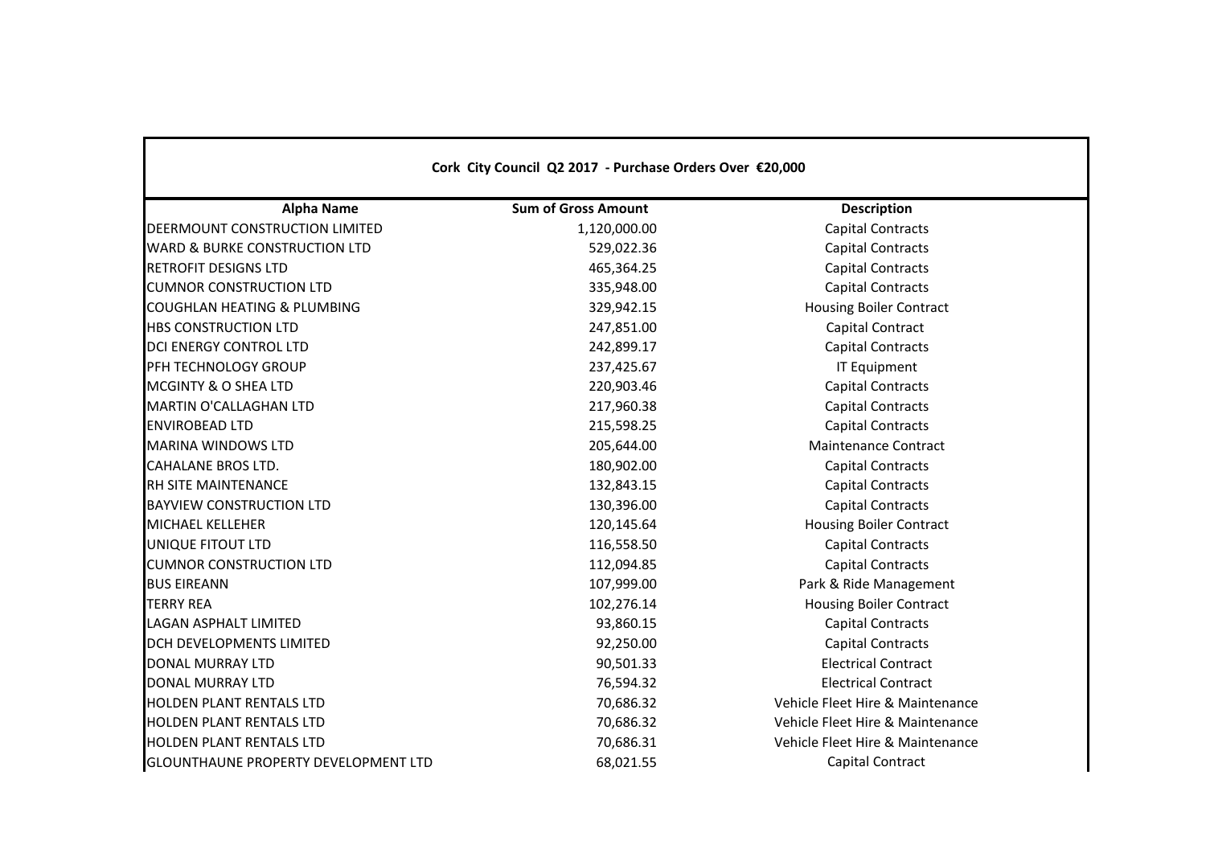## Cork City Council Q2 2017 - Purchase Orders Over €20,000

| Alpha Name | Sum of Gross Amount | Description |
|---|---|---|
| DEERMOUNT CONSTRUCTION LIMITED | 1,120,000.00 | Capital Contracts |
| WARD & BURKE CONSTRUCTION LTD | 529,022.36 | Capital Contracts |
| RETROFIT DESIGNS LTD | 465,364.25 | Capital Contracts |
| CUMNOR CONSTRUCTION LTD | 335,948.00 | Capital Contracts |
| COUGHLAN HEATING & PLUMBING | 329,942.15 | Housing Boiler Contract |
| HBS CONSTRUCTION LTD | 247,851.00 | Capital Contract |
| DCI ENERGY CONTROL LTD | 242,899.17 | Capital Contracts |
| PFH TECHNOLOGY GROUP | 237,425.67 | IT Equipment |
| MCGINTY & O SHEA LTD | 220,903.46 | Capital Contracts |
| MARTIN O'CALLAGHAN LTD | 217,960.38 | Capital Contracts |
| ENVIROBEAD LTD | 215,598.25 | Capital Contracts |
| MARINA WINDOWS LTD | 205,644.00 | Maintenance Contract |
| CAHALANE BROS LTD. | 180,902.00 | Capital Contracts |
| RH SITE MAINTENANCE | 132,843.15 | Capital Contracts |
| BAYVIEW CONSTRUCTION LTD | 130,396.00 | Capital Contracts |
| MICHAEL KELLEHER | 120,145.64 | Housing Boiler Contract |
| UNIQUE FITOUT LTD | 116,558.50 | Capital Contracts |
| CUMNOR CONSTRUCTION LTD | 112,094.85 | Capital Contracts |
| BUS EIREANN | 107,999.00 | Park & Ride Management |
| TERRY REA | 102,276.14 | Housing Boiler Contract |
| LAGAN ASPHALT LIMITED | 93,860.15 | Capital Contracts |
| DCH DEVELOPMENTS LIMITED | 92,250.00 | Capital Contracts |
| DONAL MURRAY LTD | 90,501.33 | Electrical Contract |
| DONAL MURRAY LTD | 76,594.32 | Electrical Contract |
| HOLDEN PLANT RENTALS LTD | 70,686.32 | Vehicle Fleet Hire & Maintenance |
| HOLDEN PLANT RENTALS LTD | 70,686.32 | Vehicle Fleet Hire & Maintenance |
| HOLDEN PLANT RENTALS LTD | 70,686.31 | Vehicle Fleet Hire & Maintenance |
| GLOUNTHAUNE PROPERTY DEVELOPMENT LTD | 68,021.55 | Capital Contract |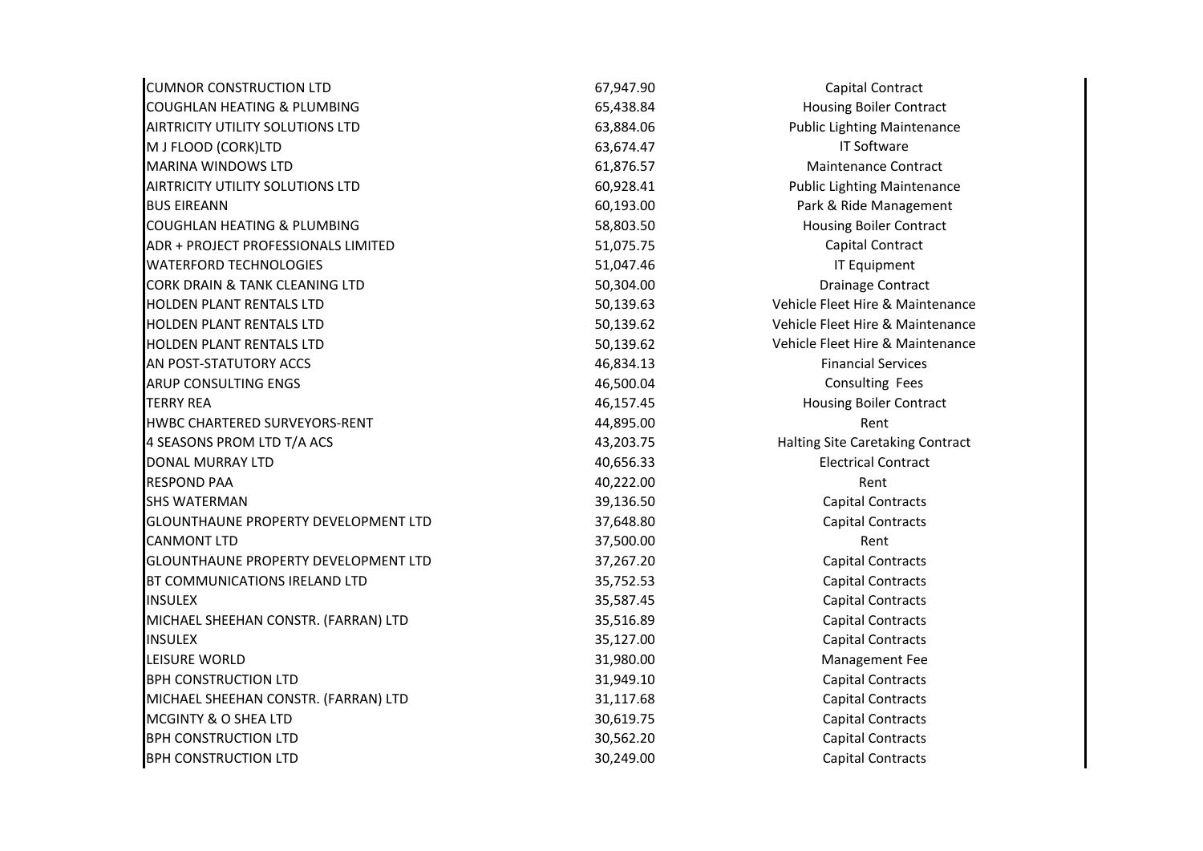| | | |
|---|---|---|
| CUMNOR CONSTRUCTION LTD | 67,947.90 | Capital Contract |
| COUGHLAN HEATING & PLUMBING | 65,438.84 | Housing Boiler Contract |
| AIRTRICITY UTILITY SOLUTIONS LTD | 63,884.06 | Public Lighting Maintenance |
| M J FLOOD (CORK)LTD | 63,674.47 | IT Software |
| MARINA WINDOWS LTD | 61,876.57 | Maintenance Contract |
| AIRTRICITY UTILITY SOLUTIONS LTD | 60,928.41 | Public Lighting Maintenance |
| BUS EIREANN | 60,193.00 | Park & Ride Management |
| COUGHLAN HEATING & PLUMBING | 58,803.50 | Housing Boiler Contract |
| ADR + PROJECT PROFESSIONALS LIMITED | 51,075.75 | Capital Contract |
| WATERFORD TECHNOLOGIES | 51,047.46 | IT Equipment |
| CORK DRAIN & TANK CLEANING LTD | 50,304.00 | Drainage Contract |
| HOLDEN PLANT RENTALS LTD | 50,139.63 | Vehicle Fleet Hire & Maintenance |
| HOLDEN PLANT RENTALS LTD | 50,139.62 | Vehicle Fleet Hire & Maintenance |
| HOLDEN PLANT RENTALS LTD | 50,139.62 | Vehicle Fleet Hire & Maintenance |
| AN POST-STATUTORY ACCS | 46,834.13 | Financial Services |
| ARUP CONSULTING ENGS | 46,500.04 | Consulting Fees |
| TERRY REA | 46,157.45 | Housing Boiler Contract |
| HWBC CHARTERED SURVEYORS-RENT | 44,895.00 | Rent |
| 4 SEASONS PROM LTD T/A ACS | 43,203.75 | Halting Site Caretaking Contract |
| DONAL MURRAY LTD | 40,656.33 | Electrical Contract |
| RESPOND PAA | 40,222.00 | Rent |
| SHS WATERMAN | 39,136.50 | Capital Contracts |
| GLOUNTHAUNE PROPERTY DEVELOPMENT LTD | 37,648.80 | Capital Contracts |
| CANMONT LTD | 37,500.00 | Rent |
| GLOUNTHAUNE PROPERTY DEVELOPMENT LTD | 37,267.20 | Capital Contracts |
| BT COMMUNICATIONS IRELAND LTD | 35,752.53 | Capital Contracts |
| INSULEX | 35,587.45 | Capital Contracts |
| MICHAEL SHEEHAN CONSTR. (FARRAN) LTD | 35,516.89 | Capital Contracts |
| INSULEX | 35,127.00 | Capital Contracts |
| LEISURE WORLD | 31,980.00 | Management Fee |
| BPH CONSTRUCTION LTD | 31,949.10 | Capital Contracts |
| MICHAEL SHEEHAN CONSTR. (FARRAN) LTD | 31,117.68 | Capital Contracts |
| MCGINTY & O SHEA LTD | 30,619.75 | Capital Contracts |
| BPH CONSTRUCTION LTD | 30,562.20 | Capital Contracts |
| BPH CONSTRUCTION LTD | 30,249.00 | Capital Contracts |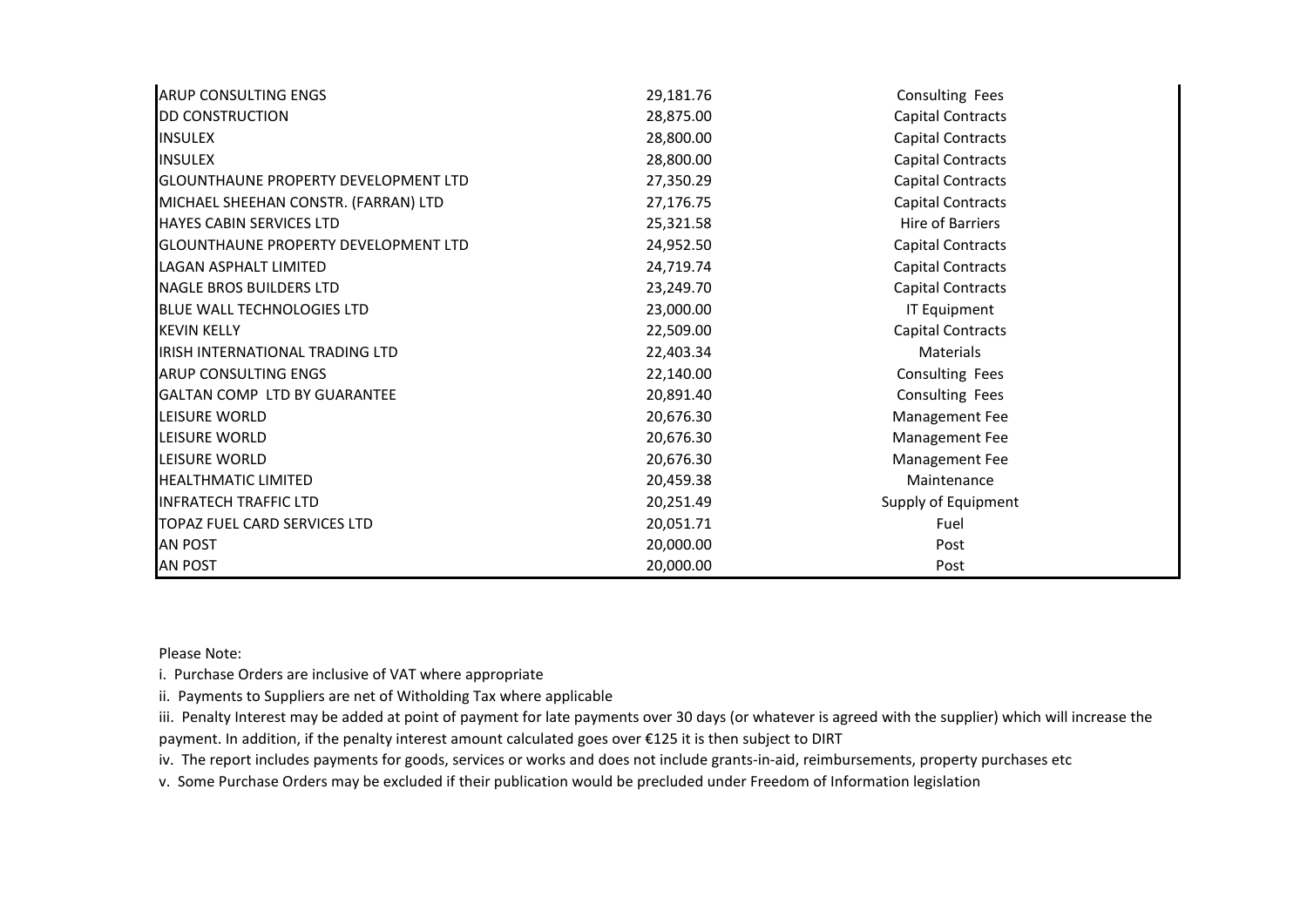| | | |
|---|---|---|
| ARUP CONSULTING ENGS | 29,181.76 | Consulting Fees |
| DD CONSTRUCTION | 28,875.00 | Capital Contracts |
| INSULEX | 28,800.00 | Capital Contracts |
| INSULEX | 28,800.00 | Capital Contracts |
| GLOUNTHAUNE PROPERTY DEVELOPMENT LTD | 27,350.29 | Capital Contracts |
| MICHAEL SHEEHAN CONSTR. (FARRAN) LTD | 27,176.75 | Capital Contracts |
| HAYES CABIN SERVICES LTD | 25,321.58 | Hire of Barriers |
| GLOUNTHAUNE PROPERTY DEVELOPMENT LTD | 24,952.50 | Capital Contracts |
| LAGAN ASPHALT LIMITED | 24,719.74 | Capital Contracts |
| NAGLE BROS BUILDERS LTD | 23,249.70 | Capital Contracts |
| BLUE WALL TECHNOLOGIES LTD | 23,000.00 | IT Equipment |
| KEVIN KELLY | 22,509.00 | Capital Contracts |
| IRISH INTERNATIONAL TRADING LTD | 22,403.34 | Materials |
| ARUP CONSULTING ENGS | 22,140.00 | Consulting Fees |
| GALTAN COMP LTD BY GUARANTEE | 20,891.40 | Consulting Fees |
| LEISURE WORLD | 20,676.30 | Management Fee |
| LEISURE WORLD | 20,676.30 | Management Fee |
| LEISURE WORLD | 20,676.30 | Management Fee |
| HEALTHMATIC LIMITED | 20,459.38 | Maintenance |
| INFRATECH TRAFFIC LTD | 20,251.49 | Supply of Equipment |
| TOPAZ FUEL CARD SERVICES LTD | 20,051.71 | Fuel |
| AN POST | 20,000.00 | Post |
| AN POST | 20,000.00 | Post |

Please Note:

i. Purchase Orders are inclusive of VAT where appropriate

ii. Payments to Suppliers are net of Witholding Tax where applicable

iii. Penalty Interest may be added at point of payment for late payments over 30 days (or whatever is agreed with the supplier) which will increase the payment. In addition, if the penalty interest amount calculated goes over €125 it is then subject to DIRT

iv. The report includes payments for goods, services or works and does not include grants-in-aid, reimbursements, property purchases etc

v. Some Purchase Orders may be excluded if their publication would be precluded under Freedom of Information legislation